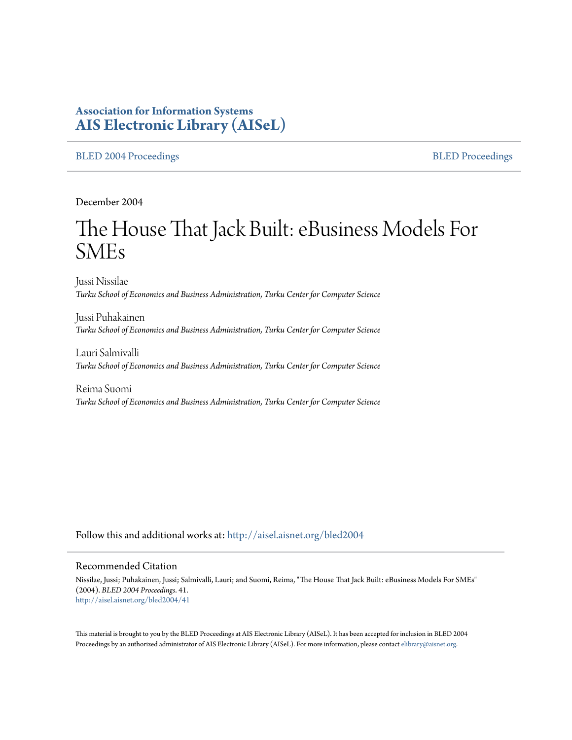# Association for Information Systems
# AIS Electronic Library (AISeL)

BLED 2004 Proceedings | BLED Proceedings

December 2004

# The House That Jack Built: eBusiness Models For SMEs

Jussi Nissilae
*Turku School of Economics and Business Administration, Turku Center for Computer Science*

Jussi Puhakainen
*Turku School of Economics and Business Administration, Turku Center for Computer Science*

Lauri Salmivalli
*Turku School of Economics and Business Administration, Turku Center for Computer Science*

Reima Suomi
*Turku School of Economics and Business Administration, Turku Center for Computer Science*

Follow this and additional works at: http://aisel.aisnet.org/bled2004

## Recommended Citation

Nissilae, Jussi; Puhakainen, Jussi; Salmivalli, Lauri; and Suomi, Reima, "The House That Jack Built: eBusiness Models For SMEs" (2004). *BLED 2004 Proceedings*. 41.
http://aisel.aisnet.org/bled2004/41

This material is brought to you by the BLED Proceedings at AIS Electronic Library (AISeL). It has been accepted for inclusion in BLED 2004 Proceedings by an authorized administrator of AIS Electronic Library (AISeL). For more information, please contact elibrary@aisnet.org.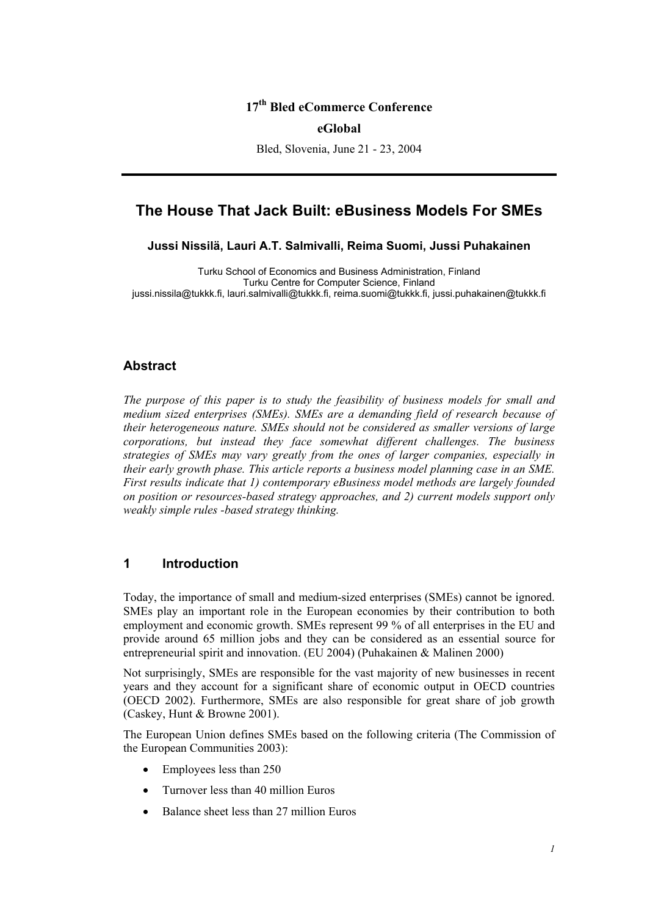**17th Bled eCommerce Conference**

**eGlobal**

Bled, Slovenia, June 21 - 23, 2004

# The House That Jack Built: eBusiness Models For SMEs

**Jussi Nissilä, Lauri A.T. Salmivalli, Reima Suomi, Jussi Puhakainen**

Turku School of Economics and Business Administration, Finland
Turku Centre for Computer Science, Finland
jussi.nissila@tukkk.fi, lauri.salmivalli@tukkk.fi, reima.suomi@tukkk.fi, jussi.puhakainen@tukkk.fi

## Abstract

*The purpose of this paper is to study the feasibility of business models for small and medium sized enterprises (SMEs). SMEs are a demanding field of research because of their heterogeneous nature. SMEs should not be considered as smaller versions of large corporations, but instead they face somewhat different challenges. The business strategies of SMEs may vary greatly from the ones of larger companies, especially in their early growth phase. This article reports a business model planning case in an SME. First results indicate that 1) contemporary eBusiness model methods are largely founded on position or resources-based strategy approaches, and 2) current models support only weakly simple rules -based strategy thinking.*

## 1 Introduction

Today, the importance of small and medium-sized enterprises (SMEs) cannot be ignored. SMEs play an important role in the European economies by their contribution to both employment and economic growth. SMEs represent 99 % of all enterprises in the EU and provide around 65 million jobs and they can be considered as an essential source for entrepreneurial spirit and innovation. (EU 2004) (Puhakainen & Malinen 2000)

Not surprisingly, SMEs are responsible for the vast majority of new businesses in recent years and they account for a significant share of economic output in OECD countries (OECD 2002). Furthermore, SMEs are also responsible for great share of job growth (Caskey, Hunt & Browne 2001).

The European Union defines SMEs based on the following criteria (The Commission of the European Communities 2003):

- Employees less than 250
- Turnover less than 40 million Euros
- Balance sheet less than 27 million Euros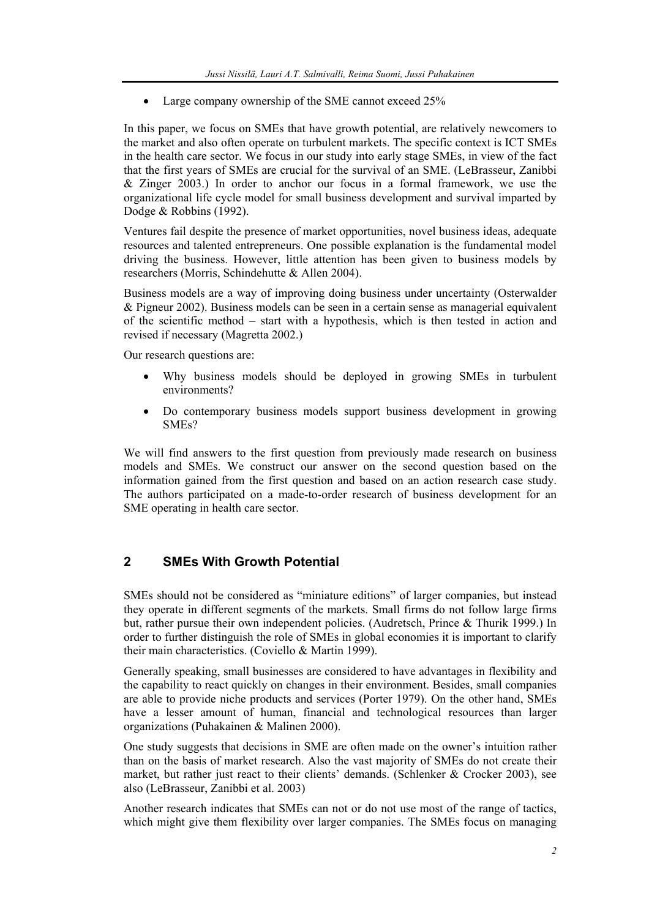- Large company ownership of the SME cannot exceed 25%

In this paper, we focus on SMEs that have growth potential, are relatively newcomers to the market and also often operate on turbulent markets. The specific context is ICT SMEs in the health care sector. We focus in our study into early stage SMEs, in view of the fact that the first years of SMEs are crucial for the survival of an SME. (LeBrasseur, Zanibbi & Zinger 2003.) In order to anchor our focus in a formal framework, we use the organizational life cycle model for small business development and survival imparted by Dodge & Robbins (1992).

Ventures fail despite the presence of market opportunities, novel business ideas, adequate resources and talented entrepreneurs. One possible explanation is the fundamental model driving the business. However, little attention has been given to business models by researchers (Morris, Schindehutte & Allen 2004).

Business models are a way of improving doing business under uncertainty (Osterwalder & Pigneur 2002). Business models can be seen in a certain sense as managerial equivalent of the scientific method – start with a hypothesis, which is then tested in action and revised if necessary (Magretta 2002.)

Our research questions are:

- Why business models should be deployed in growing SMEs in turbulent environments?
- Do contemporary business models support business development in growing SMEs?

We will find answers to the first question from previously made research on business models and SMEs. We construct our answer on the second question based on the information gained from the first question and based on an action research case study. The authors participated on a made-to-order research of business development for an SME operating in health care sector.

## 2 SMEs With Growth Potential

SMEs should not be considered as "miniature editions" of larger companies, but instead they operate in different segments of the markets. Small firms do not follow large firms but, rather pursue their own independent policies. (Audretsch, Prince & Thurik 1999.) In order to further distinguish the role of SMEs in global economies it is important to clarify their main characteristics. (Coviello & Martin 1999).

Generally speaking, small businesses are considered to have advantages in flexibility and the capability to react quickly on changes in their environment. Besides, small companies are able to provide niche products and services (Porter 1979). On the other hand, SMEs have a lesser amount of human, financial and technological resources than larger organizations (Puhakainen & Malinen 2000).

One study suggests that decisions in SME are often made on the owner's intuition rather than on the basis of market research. Also the vast majority of SMEs do not create their market, but rather just react to their clients' demands. (Schlenker & Crocker 2003), see also (LeBrasseur, Zanibbi et al. 2003)

Another research indicates that SMEs can not or do not use most of the range of tactics, which might give them flexibility over larger companies. The SMEs focus on managing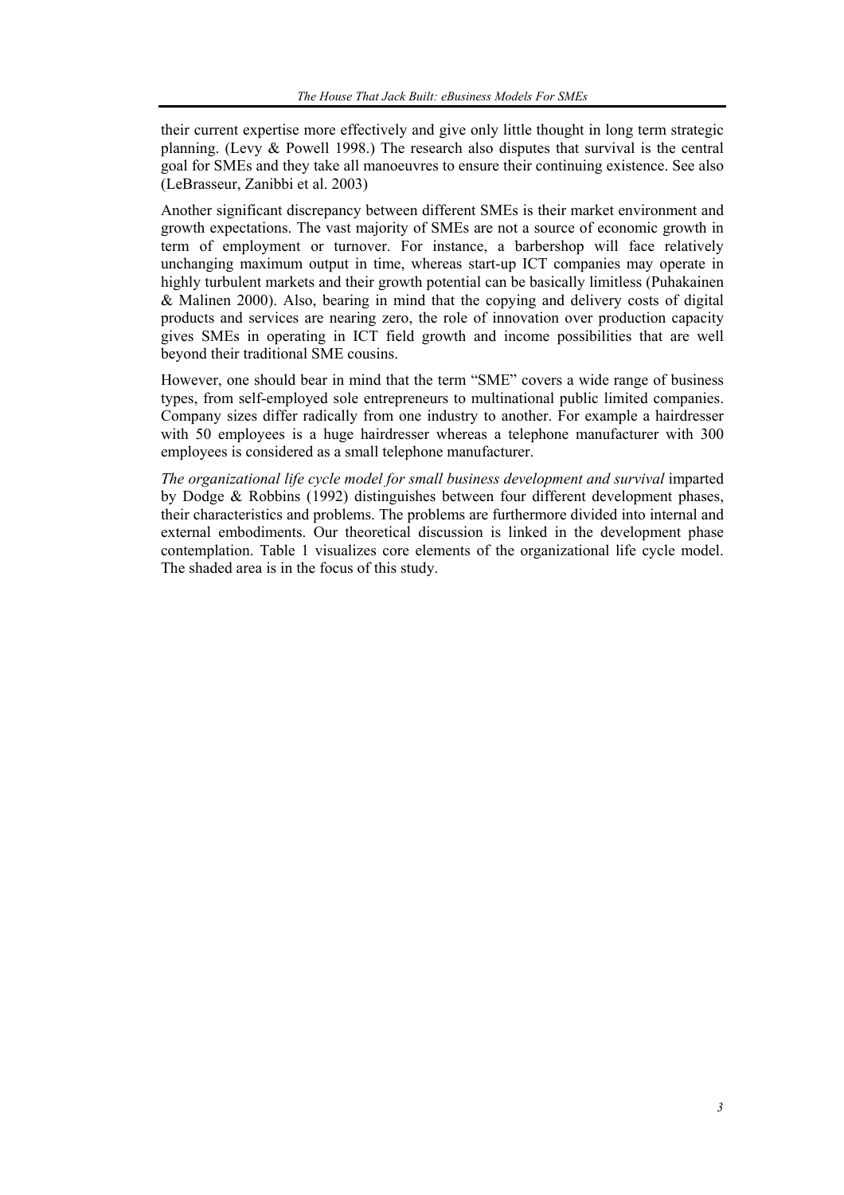their current expertise more effectively and give only little thought in long term strategic planning. (Levy & Powell 1998.) The research also disputes that survival is the central goal for SMEs and they take all manoeuvres to ensure their continuing existence. See also (LeBrasseur, Zanibbi et al. 2003)

Another significant discrepancy between different SMEs is their market environment and growth expectations. The vast majority of SMEs are not a source of economic growth in term of employment or turnover. For instance, a barbershop will face relatively unchanging maximum output in time, whereas start-up ICT companies may operate in highly turbulent markets and their growth potential can be basically limitless (Puhakainen & Malinen 2000). Also, bearing in mind that the copying and delivery costs of digital products and services are nearing zero, the role of innovation over production capacity gives SMEs in operating in ICT field growth and income possibilities that are well beyond their traditional SME cousins.

However, one should bear in mind that the term "SME" covers a wide range of business types, from self-employed sole entrepreneurs to multinational public limited companies. Company sizes differ radically from one industry to another. For example a hairdresser with 50 employees is a huge hairdresser whereas a telephone manufacturer with 300 employees is considered as a small telephone manufacturer.

*The organizational life cycle model for small business development and survival* imparted by Dodge & Robbins (1992) distinguishes between four different development phases, their characteristics and problems. The problems are furthermore divided into internal and external embodiments. Our theoretical discussion is linked in the development phase contemplation. Table 1 visualizes core elements of the organizational life cycle model. The shaded area is in the focus of this study.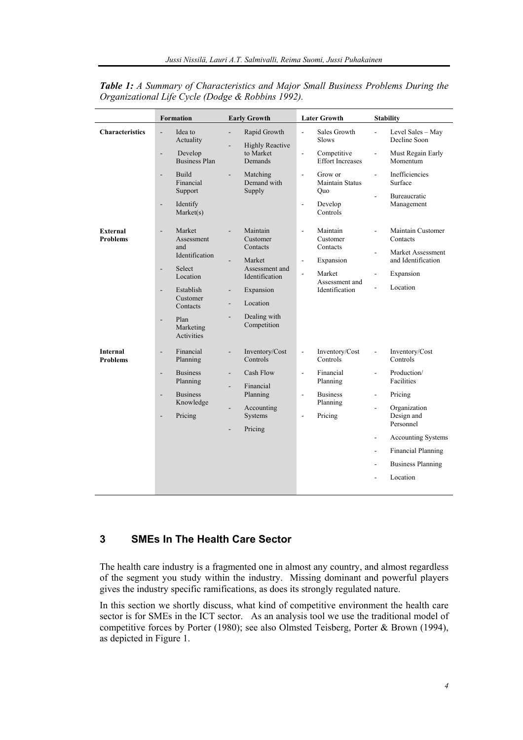***Table 1:** A Summary of Characteristics and Major Small Business Problems During the Organizational Life Cycle (Dodge & Robbins 1992).*

| | Formation | Early Growth | Later Growth | Stability |
|---|---|---|---|---|
| **Characteristics** | - Idea to Actuality<br>- Develop Business Plan<br>- Build Financial Support<br>- Identify Market(s) | - Rapid Growth<br>- Highly Reactive to Market Demands<br>- Matching Demand with Supply | - Sales Growth Slows<br>- Competitive Effort Increases<br>- Grow or Maintain Status Quo<br>- Develop Controls | - Level Sales – May Decline Soon<br>- Must Regain Early Momentum<br>- Inefficiencies Surface<br>- Bureaucratic Management |
| **External Problems** | - Market Assessment and Identification<br>- Select Location<br>- Establish Customer Contacts<br>- Plan Marketing Activities | - Maintain Customer Contacts<br>- Market Assessment and Identification<br>- Expansion<br>- Location<br>- Dealing with Competition | - Maintain Customer Contacts<br>- Expansion<br>- Market Assessment and Identification | - Maintain Customer Contacts<br>- Market Assessment and Identification<br>- Expansion<br>- Location |
| **Internal Problems** | - Financial Planning<br>- Business Planning<br>- Business Knowledge<br>- Pricing | - Inventory/Cost Controls<br>- Cash Flow<br>- Financial Planning<br>- Accounting Systems<br>- Pricing | - Inventory/Cost Controls<br>- Financial Planning<br>- Business Planning<br>- Pricing | - Inventory/Cost Controls<br>- Production/ Facilities<br>- Pricing<br>- Organization Design and Personnel<br>- Accounting Systems<br>- Financial Planning<br>- Business Planning<br>- Location |

## 3 SMEs In The Health Care Sector

The health care industry is a fragmented one in almost any country, and almost regardless of the segment you study within the industry. Missing dominant and powerful players gives the industry specific ramifications, as does its strongly regulated nature.

In this section we shortly discuss, what kind of competitive environment the health care sector is for SMEs in the ICT sector. As an analysis tool we use the traditional model of competitive forces by Porter (1980); see also Olmsted Teisberg, Porter & Brown (1994), as depicted in Figure 1.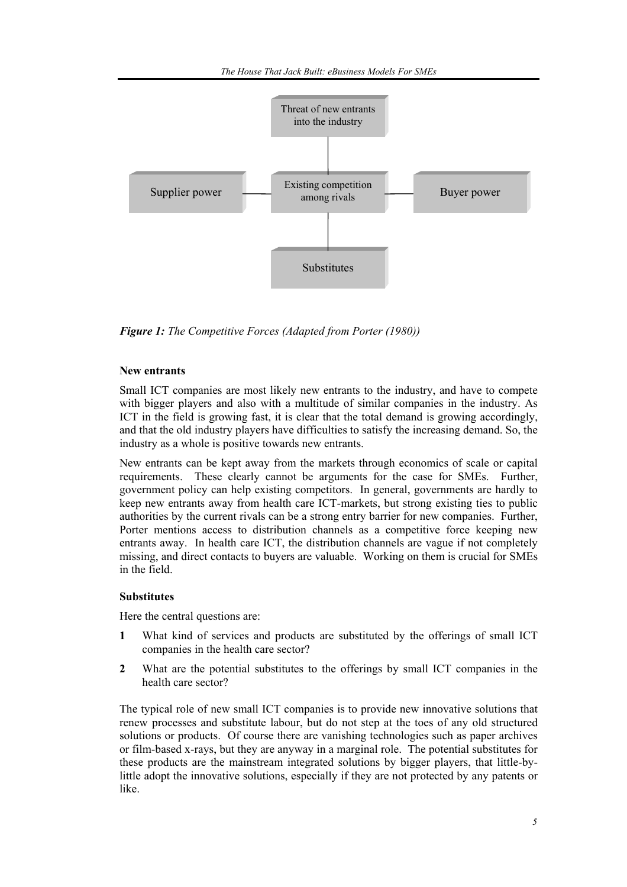Threat of new entrants into the industry

Supplier power — Existing competition among rivals — Buyer power

Substitutes

***Figure 1:*** *The Competitive Forces (Adapted from Porter (1980))*

**New entrants**

Small ICT companies are most likely new entrants to the industry, and have to compete with bigger players and also with a multitude of similar companies in the industry. As ICT in the field is growing fast, it is clear that the total demand is growing accordingly, and that the old industry players have difficulties to satisfy the increasing demand. So, the industry as a whole is positive towards new entrants.

New entrants can be kept away from the markets through economics of scale or capital requirements. These clearly cannot be arguments for the case for SMEs. Further, government policy can help existing competitors. In general, governments are hardly to keep new entrants away from health care ICT-markets, but strong existing ties to public authorities by the current rivals can be a strong entry barrier for new companies. Further, Porter mentions access to distribution channels as a competitive force keeping new entrants away. In health care ICT, the distribution channels are vague if not completely missing, and direct contacts to buyers are valuable. Working on them is crucial for SMEs in the field.

**Substitutes**

Here the central questions are:

1. What kind of services and products are substituted by the offerings of small ICT companies in the health care sector?
2. What are the potential substitutes to the offerings by small ICT companies in the health care sector?

The typical role of new small ICT companies is to provide new innovative solutions that renew processes and substitute labour, but do not step at the toes of any old structured solutions or products. Of course there are vanishing technologies such as paper archives or film-based x-rays, but they are anyway in a marginal role. The potential substitutes for these products are the mainstream integrated solutions by bigger players, that little-by-little adopt the innovative solutions, especially if they are not protected by any patents or like.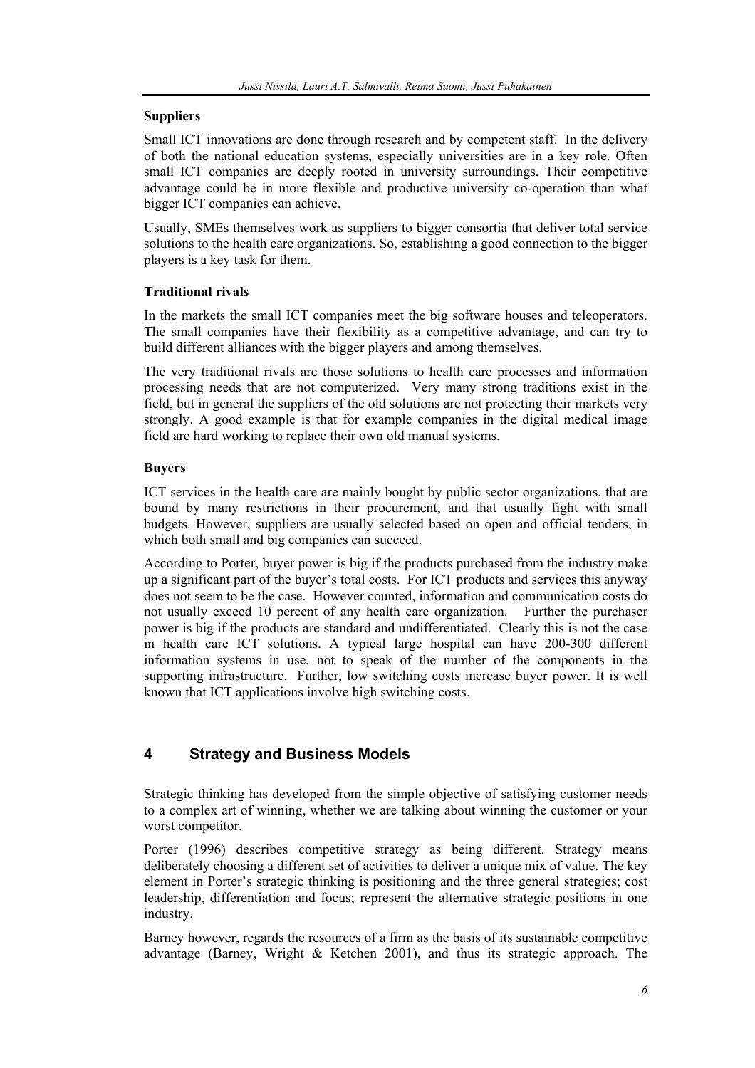**Suppliers**

Small ICT innovations are done through research and by competent staff. In the delivery of both the national education systems, especially universities are in a key role. Often small ICT companies are deeply rooted in university surroundings. Their competitive advantage could be in more flexible and productive university co-operation than what bigger ICT companies can achieve.

Usually, SMEs themselves work as suppliers to bigger consortia that deliver total service solutions to the health care organizations. So, establishing a good connection to the bigger players is a key task for them.

**Traditional rivals**

In the markets the small ICT companies meet the big software houses and teleoperators. The small companies have their flexibility as a competitive advantage, and can try to build different alliances with the bigger players and among themselves.

The very traditional rivals are those solutions to health care processes and information processing needs that are not computerized. Very many strong traditions exist in the field, but in general the suppliers of the old solutions are not protecting their markets very strongly. A good example is that for example companies in the digital medical image field are hard working to replace their own old manual systems.

**Buyers**

ICT services in the health care are mainly bought by public sector organizations, that are bound by many restrictions in their procurement, and that usually fight with small budgets. However, suppliers are usually selected based on open and official tenders, in which both small and big companies can succeed.

According to Porter, buyer power is big if the products purchased from the industry make up a significant part of the buyer's total costs. For ICT products and services this anyway does not seem to be the case. However counted, information and communication costs do not usually exceed 10 percent of any health care organization. Further the purchaser power is big if the products are standard and undifferentiated. Clearly this is not the case in health care ICT solutions. A typical large hospital can have 200-300 different information systems in use, not to speak of the number of the components in the supporting infrastructure. Further, low switching costs increase buyer power. It is well known that ICT applications involve high switching costs.

## 4 Strategy and Business Models

Strategic thinking has developed from the simple objective of satisfying customer needs to a complex art of winning, whether we are talking about winning the customer or your worst competitor.

Porter (1996) describes competitive strategy as being different. Strategy means deliberately choosing a different set of activities to deliver a unique mix of value. The key element in Porter's strategic thinking is positioning and the three general strategies; cost leadership, differentiation and focus; represent the alternative strategic positions in one industry.

Barney however, regards the resources of a firm as the basis of its sustainable competitive advantage (Barney, Wright & Ketchen 2001), and thus its strategic approach. The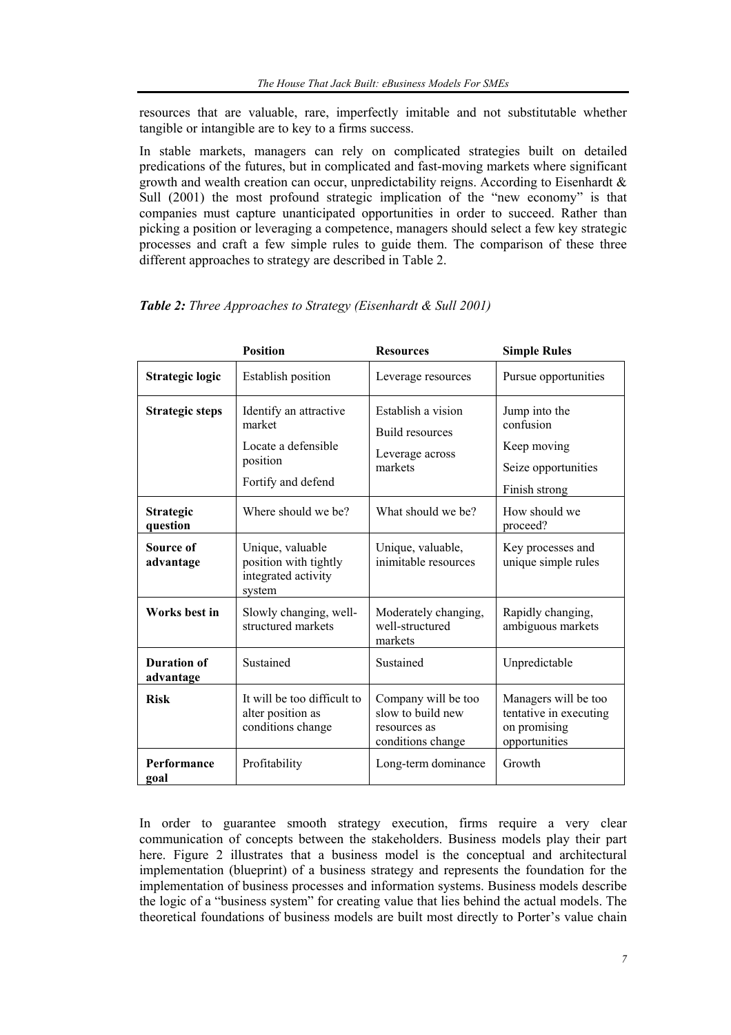resources that are valuable, rare, imperfectly imitable and not substitutable whether tangible or intangible are to key to a firms success.

In stable markets, managers can rely on complicated strategies built on detailed predications of the futures, but in complicated and fast-moving markets where significant growth and wealth creation can occur, unpredictability reigns. According to Eisenhardt & Sull (2001) the most profound strategic implication of the "new economy" is that companies must capture unanticipated opportunities in order to succeed. Rather than picking a position or leveraging a competence, managers should select a few key strategic processes and craft a few simple rules to guide them. The comparison of these three different approaches to strategy are described in Table 2.

***Table 2:*** *Three Approaches to Strategy (Eisenhardt & Sull 2001)*

| | **Position** | **Resources** | **Simple Rules** |
|---|---|---|---|
| **Strategic logic** | Establish position | Leverage resources | Pursue opportunities |
| **Strategic steps** | Identify an attractive market<br>Locate a defensible position<br>Fortify and defend | Establish a vision<br>Build resources<br>Leverage across markets | Jump into the confusion<br>Keep moving<br>Seize opportunities<br>Finish strong |
| **Strategic question** | Where should we be? | What should we be? | How should we proceed? |
| **Source of advantage** | Unique, valuable position with tightly integrated activity system | Unique, valuable, inimitable resources | Key processes and unique simple rules |
| **Works best in** | Slowly changing, well-structured markets | Moderately changing, well-structured markets | Rapidly changing, ambiguous markets |
| **Duration of advantage** | Sustained | Sustained | Unpredictable |
| **Risk** | It will be too difficult to alter position as conditions change | Company will be too slow to build new resources as conditions change | Managers will be too tentative in executing on promising opportunities |
| **Performance goal** | Profitability | Long-term dominance | Growth |

In order to guarantee smooth strategy execution, firms require a very clear communication of concepts between the stakeholders. Business models play their part here. Figure 2 illustrates that a business model is the conceptual and architectural implementation (blueprint) of a business strategy and represents the foundation for the implementation of business processes and information systems. Business models describe the logic of a "business system" for creating value that lies behind the actual models. The theoretical foundations of business models are built most directly to Porter's value chain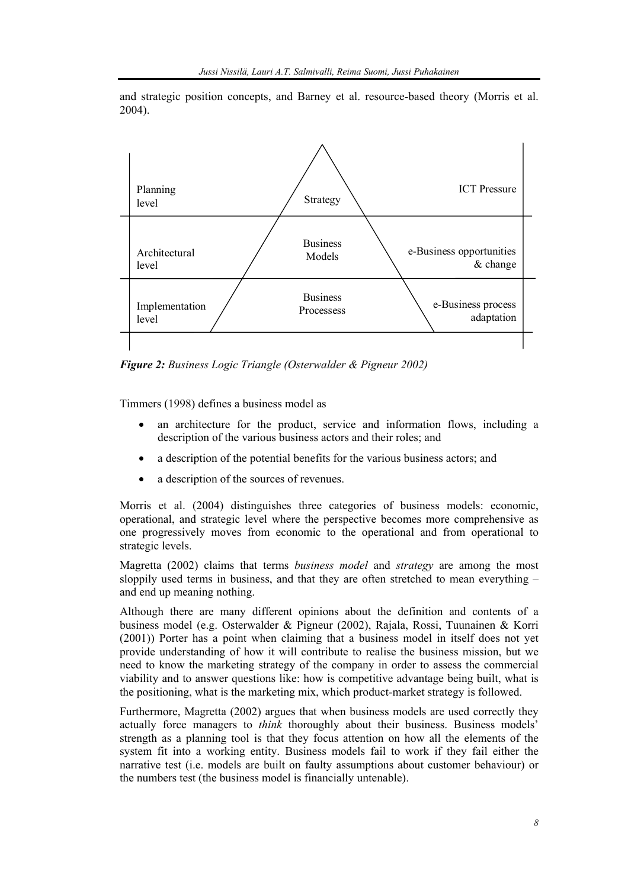and strategic position concepts, and Barney et al. resource-based theory (Morris et al. 2004).

| | | |
|---|---|---|
| Planning level | Strategy | ICT Pressure |
| Architectural level | Business Models | e-Business opportunities & change |
| Implementation level | Business Processess | e-Business process adaptation |

***Figure 2:*** *Business Logic Triangle (Osterwalder & Pigneur 2002)*

Timmers (1998) defines a business model as

- an architecture for the product, service and information flows, including a description of the various business actors and their roles; and
- a description of the potential benefits for the various business actors; and
- a description of the sources of revenues.

Morris et al. (2004) distinguishes three categories of business models: economic, operational, and strategic level where the perspective becomes more comprehensive as one progressively moves from economic to the operational and from operational to strategic levels.

Magretta (2002) claims that terms *business model* and *strategy* are among the most sloppily used terms in business, and that they are often stretched to mean everything – and end up meaning nothing.

Although there are many different opinions about the definition and contents of a business model (e.g. Osterwalder & Pigneur (2002), Rajala, Rossi, Tuunainen & Korri (2001)) Porter has a point when claiming that a business model in itself does not yet provide understanding of how it will contribute to realise the business mission, but we need to know the marketing strategy of the company in order to assess the commercial viability and to answer questions like: how is competitive advantage being built, what is the positioning, what is the marketing mix, which product-market strategy is followed.

Furthermore, Magretta (2002) argues that when business models are used correctly they actually force managers to *think* thoroughly about their business. Business models' strength as a planning tool is that they focus attention on how all the elements of the system fit into a working entity. Business models fail to work if they fail either the narrative test (i.e. models are built on faulty assumptions about customer behaviour) or the numbers test (the business model is financially untenable).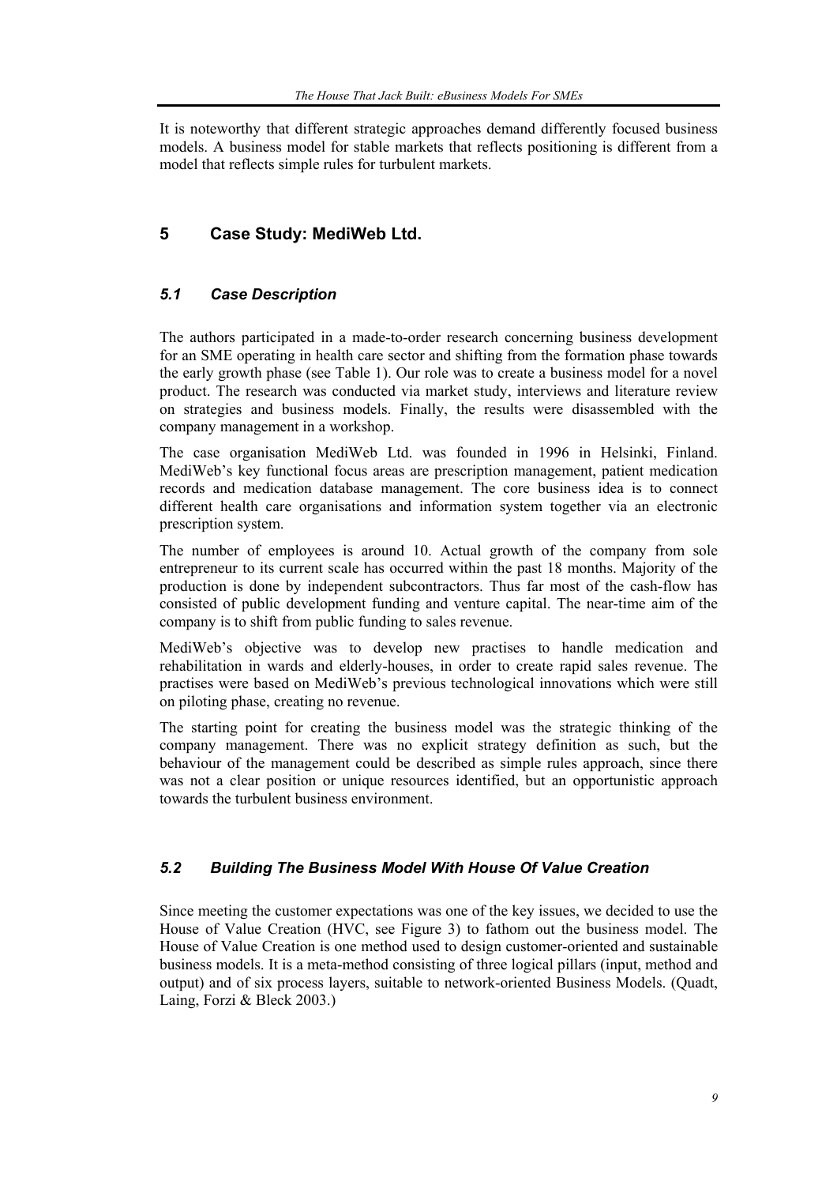It is noteworthy that different strategic approaches demand differently focused business models. A business model for stable markets that reflects positioning is different from a model that reflects simple rules for turbulent markets.

## 5 Case Study: MediWeb Ltd.

### *5.1 Case Description*

The authors participated in a made-to-order research concerning business development for an SME operating in health care sector and shifting from the formation phase towards the early growth phase (see Table 1). Our role was to create a business model for a novel product. The research was conducted via market study, interviews and literature review on strategies and business models. Finally, the results were disassembled with the company management in a workshop.

The case organisation MediWeb Ltd. was founded in 1996 in Helsinki, Finland. MediWeb's key functional focus areas are prescription management, patient medication records and medication database management. The core business idea is to connect different health care organisations and information system together via an electronic prescription system.

The number of employees is around 10. Actual growth of the company from sole entrepreneur to its current scale has occurred within the past 18 months. Majority of the production is done by independent subcontractors. Thus far most of the cash-flow has consisted of public development funding and venture capital. The near-time aim of the company is to shift from public funding to sales revenue.

MediWeb's objective was to develop new practises to handle medication and rehabilitation in wards and elderly-houses, in order to create rapid sales revenue. The practises were based on MediWeb's previous technological innovations which were still on piloting phase, creating no revenue.

The starting point for creating the business model was the strategic thinking of the company management. There was no explicit strategy definition as such, but the behaviour of the management could be described as simple rules approach, since there was not a clear position or unique resources identified, but an opportunistic approach towards the turbulent business environment.

### *5.2 Building The Business Model With House Of Value Creation*

Since meeting the customer expectations was one of the key issues, we decided to use the House of Value Creation (HVC, see Figure 3) to fathom out the business model. The House of Value Creation is one method used to design customer-oriented and sustainable business models. It is a meta-method consisting of three logical pillars (input, method and output) and of six process layers, suitable to network-oriented Business Models. (Quadt, Laing, Forzi & Bleck 2003.)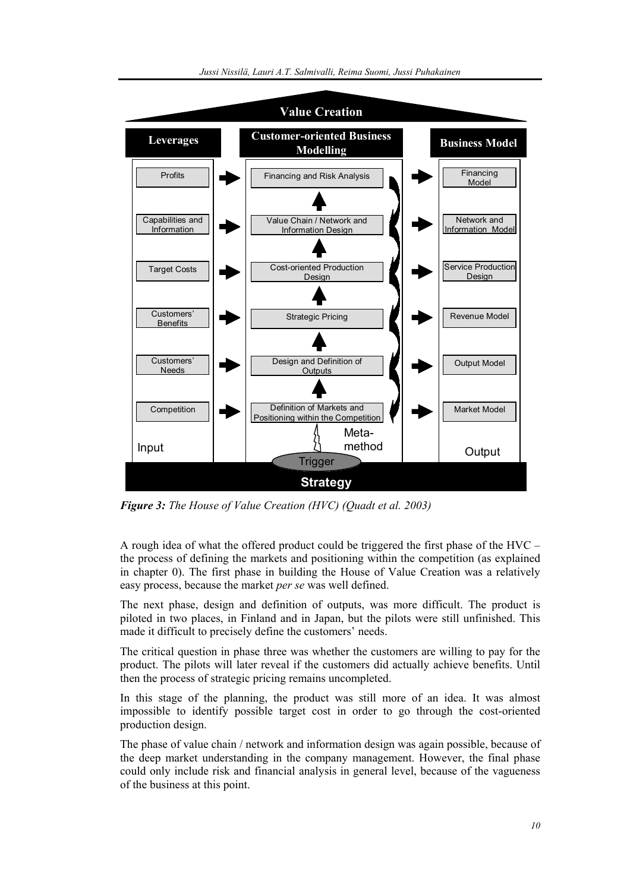**Value Creation**

| Leverages (Input) | | Customer-oriented Business Modelling | | Business Model (Output) |
|---|---|---|---|---|
| Profits | → | Financing and Risk Analysis | → | Financing Model |
| Capabilities and Information | → | Value Chain / Network and Information Design | → | Network and Information Model |
| Target Costs | → | Cost-oriented Production Design | → | Service Production Design |
| Customers' Benefits | → | Strategic Pricing | → | Revenue Model |
| Customers' Needs | → | Design and Definition of Outputs | → | Output Model |
| Competition | → | Definition of Markets and Positioning within the Competition | → | Market Model |

Meta-method

Trigger

**Strategy**

***Figure 3:*** *The House of Value Creation (HVC) (Quadt et al. 2003)*

A rough idea of what the offered product could be triggered the first phase of the HVC – the process of defining the markets and positioning within the competition (as explained in chapter 0). The first phase in building the House of Value Creation was a relatively easy process, because the market *per se* was well defined.

The next phase, design and definition of outputs, was more difficult. The product is piloted in two places, in Finland and in Japan, but the pilots were still unfinished. This made it difficult to precisely define the customers' needs.

The critical question in phase three was whether the customers are willing to pay for the product. The pilots will later reveal if the customers did actually achieve benefits. Until then the process of strategic pricing remains uncompleted.

In this stage of the planning, the product was still more of an idea. It was almost impossible to identify possible target cost in order to go through the cost-oriented production design.

The phase of value chain / network and information design was again possible, because of the deep market understanding in the company management. However, the final phase could only include risk and financial analysis in general level, because of the vagueness of the business at this point.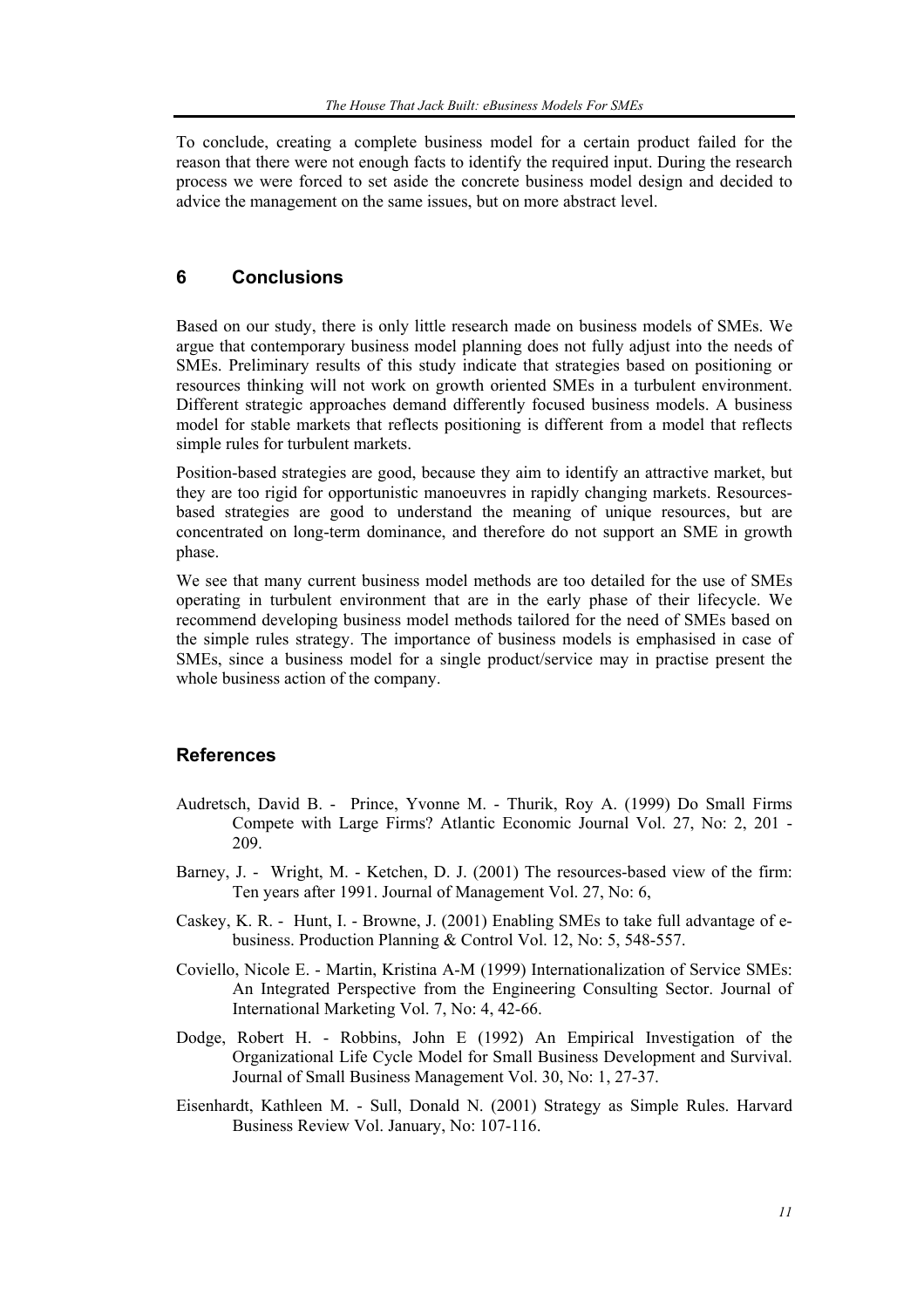To conclude, creating a complete business model for a certain product failed for the reason that there were not enough facts to identify the required input. During the research process we were forced to set aside the concrete business model design and decided to advice the management on the same issues, but on more abstract level.

## 6 Conclusions

Based on our study, there is only little research made on business models of SMEs. We argue that contemporary business model planning does not fully adjust into the needs of SMEs. Preliminary results of this study indicate that strategies based on positioning or resources thinking will not work on growth oriented SMEs in a turbulent environment. Different strategic approaches demand differently focused business models. A business model for stable markets that reflects positioning is different from a model that reflects simple rules for turbulent markets.

Position-based strategies are good, because they aim to identify an attractive market, but they are too rigid for opportunistic manoeuvres in rapidly changing markets. Resources-based strategies are good to understand the meaning of unique resources, but are concentrated on long-term dominance, and therefore do not support an SME in growth phase.

We see that many current business model methods are too detailed for the use of SMEs operating in turbulent environment that are in the early phase of their lifecycle. We recommend developing business model methods tailored for the need of SMEs based on the simple rules strategy. The importance of business models is emphasised in case of SMEs, since a business model for a single product/service may in practise present the whole business action of the company.

## References

Audretsch, David B. - Prince, Yvonne M. - Thurik, Roy A. (1999) Do Small Firms Compete with Large Firms? Atlantic Economic Journal Vol. 27, No: 2, 201 - 209.

Barney, J. - Wright, M. - Ketchen, D. J. (2001) The resources-based view of the firm: Ten years after 1991. Journal of Management Vol. 27, No: 6,

Caskey, K. R. - Hunt, I. - Browne, J. (2001) Enabling SMEs to take full advantage of e-business. Production Planning & Control Vol. 12, No: 5, 548-557.

Coviello, Nicole E. - Martin, Kristina A-M (1999) Internationalization of Service SMEs: An Integrated Perspective from the Engineering Consulting Sector. Journal of International Marketing Vol. 7, No: 4, 42-66.

Dodge, Robert H. - Robbins, John E (1992) An Empirical Investigation of the Organizational Life Cycle Model for Small Business Development and Survival. Journal of Small Business Management Vol. 30, No: 1, 27-37.

Eisenhardt, Kathleen M. - Sull, Donald N. (2001) Strategy as Simple Rules. Harvard Business Review Vol. January, No: 107-116.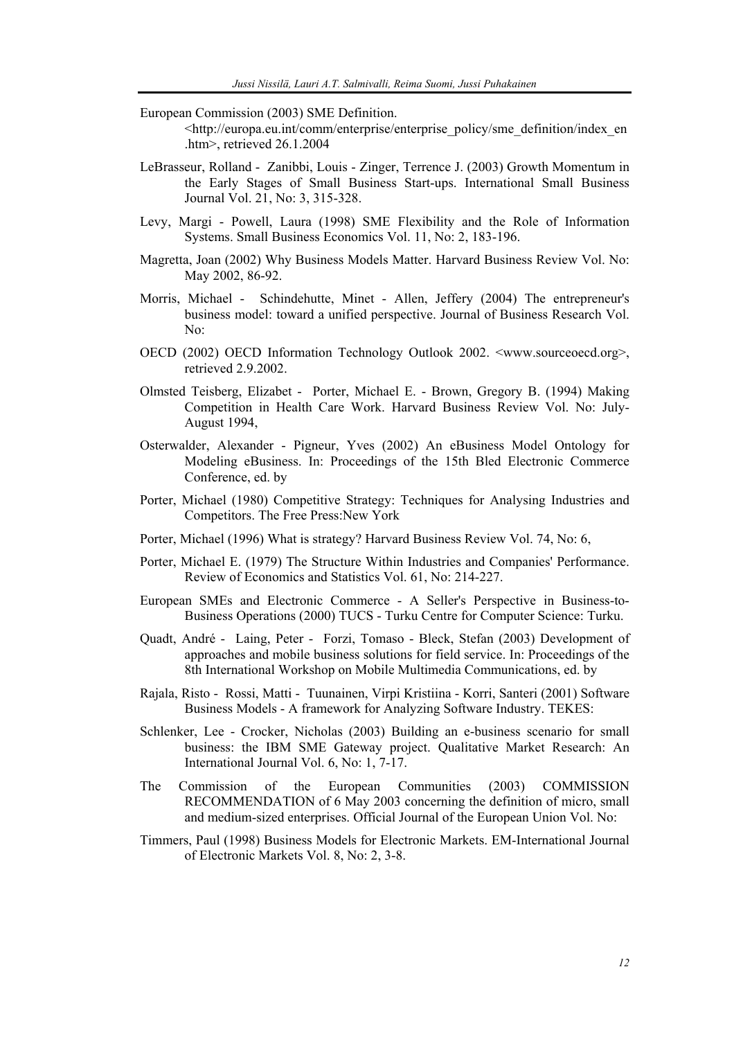European Commission (2003) SME Definition. <http://europa.eu.int/comm/enterprise/enterprise_policy/sme_definition/index_en.htm>, retrieved 26.1.2004

LeBrasseur, Rolland - Zanibbi, Louis - Zinger, Terrence J. (2003) Growth Momentum in the Early Stages of Small Business Start-ups. International Small Business Journal Vol. 21, No: 3, 315-328.

Levy, Margi - Powell, Laura (1998) SME Flexibility and the Role of Information Systems. Small Business Economics Vol. 11, No: 2, 183-196.

Magretta, Joan (2002) Why Business Models Matter. Harvard Business Review Vol. No: May 2002, 86-92.

Morris, Michael - Schindehutte, Minet - Allen, Jeffery (2004) The entrepreneur's business model: toward a unified perspective. Journal of Business Research Vol. No:

OECD (2002) OECD Information Technology Outlook 2002. <www.sourceoecd.org>, retrieved 2.9.2002.

Olmsted Teisberg, Elizabet - Porter, Michael E. - Brown, Gregory B. (1994) Making Competition in Health Care Work. Harvard Business Review Vol. No: July-August 1994,

Osterwalder, Alexander - Pigneur, Yves (2002) An eBusiness Model Ontology for Modeling eBusiness. In: Proceedings of the 15th Bled Electronic Commerce Conference, ed. by

Porter, Michael (1980) Competitive Strategy: Techniques for Analysing Industries and Competitors. The Free Press:New York

Porter, Michael (1996) What is strategy? Harvard Business Review Vol. 74, No: 6,

Porter, Michael E. (1979) The Structure Within Industries and Companies' Performance. Review of Economics and Statistics Vol. 61, No: 214-227.

European SMEs and Electronic Commerce - A Seller's Perspective in Business-to-Business Operations (2000) TUCS - Turku Centre for Computer Science: Turku.

Quadt, André - Laing, Peter - Forzi, Tomaso - Bleck, Stefan (2003) Development of approaches and mobile business solutions for field service. In: Proceedings of the 8th International Workshop on Mobile Multimedia Communications, ed. by

Rajala, Risto - Rossi, Matti - Tuunainen, Virpi Kristiina - Korri, Santeri (2001) Software Business Models - A framework for Analyzing Software Industry. TEKES:

Schlenker, Lee - Crocker, Nicholas (2003) Building an e-business scenario for small business: the IBM SME Gateway project. Qualitative Market Research: An International Journal Vol. 6, No: 1, 7-17.

The Commission of the European Communities (2003) COMMISSION RECOMMENDATION of 6 May 2003 concerning the definition of micro, small and medium-sized enterprises. Official Journal of the European Union Vol. No:

Timmers, Paul (1998) Business Models for Electronic Markets. EM-International Journal of Electronic Markets Vol. 8, No: 2, 3-8.